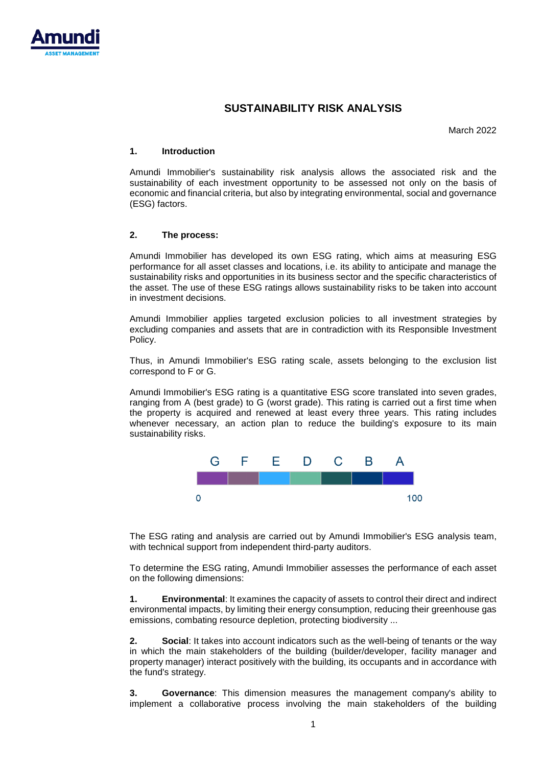# SUSTAINABILITY RISK ANALYSIS

March 2022

## 1. Introduction

Amundi Immobilier's sustainability risk analysis allows the associated risk and the sustainability of each investment opportunity to be assessed not only on the basis of economic and financial criteria, but also by integrating environmental, social and governance (ESG) factors.

## 2. The process:

Amundi Immobilier has developed its own ESG rating, which aims at measuring ESG performance for all asset classes and locations, i.e. its ability to anticipate and manage the sustainability risks and opportunities in its business sector and the specific characteristics of the asset. The use of these ESG ratings allows sustainability risks to be taken into account in investment decisions.

Amundi Immobilier applies targeted exclusion policies to all investment strategies by excluding companies and assets that are in contradiction with its Responsible Investment Policy.

Thus, in Amundi Immobilier's ESG rating scale, assets belonging to the exclusion list correspond to F or G.

Amundi Immobilier's ESG rating is a quantitative ESG score translated into seven grades, ranging from A (best grade) to G (worst grade). This rating is carried out a first time when the property is acquired and renewed at least every three years. This rating includes whenever necessary, an action plan to reduce the building's exposure to its main sustainability risks.

| G | F | E | D | C | B | A |
|---|---|---|---|---|---|---|
| 0 | | | | | | 100 |

The ESG rating and analysis are carried out by Amundi Immobilier's ESG analysis team, with technical support from independent third-party auditors.

To determine the ESG rating, Amundi Immobilier assesses the performance of each asset on the following dimensions:

1. **Environmental**: It examines the capacity of assets to control their direct and indirect environmental impacts, by limiting their energy consumption, reducing their greenhouse gas emissions, combating resource depletion, protecting biodiversity ...

2. **Social**: It takes into account indicators such as the well-being of tenants or the way in which the main stakeholders of the building (builder/developer, facility manager and property manager) interact positively with the building, its occupants and in accordance with the fund's strategy.

3. **Governance**: This dimension measures the management company's ability to implement a collaborative process involving the main stakeholders of the building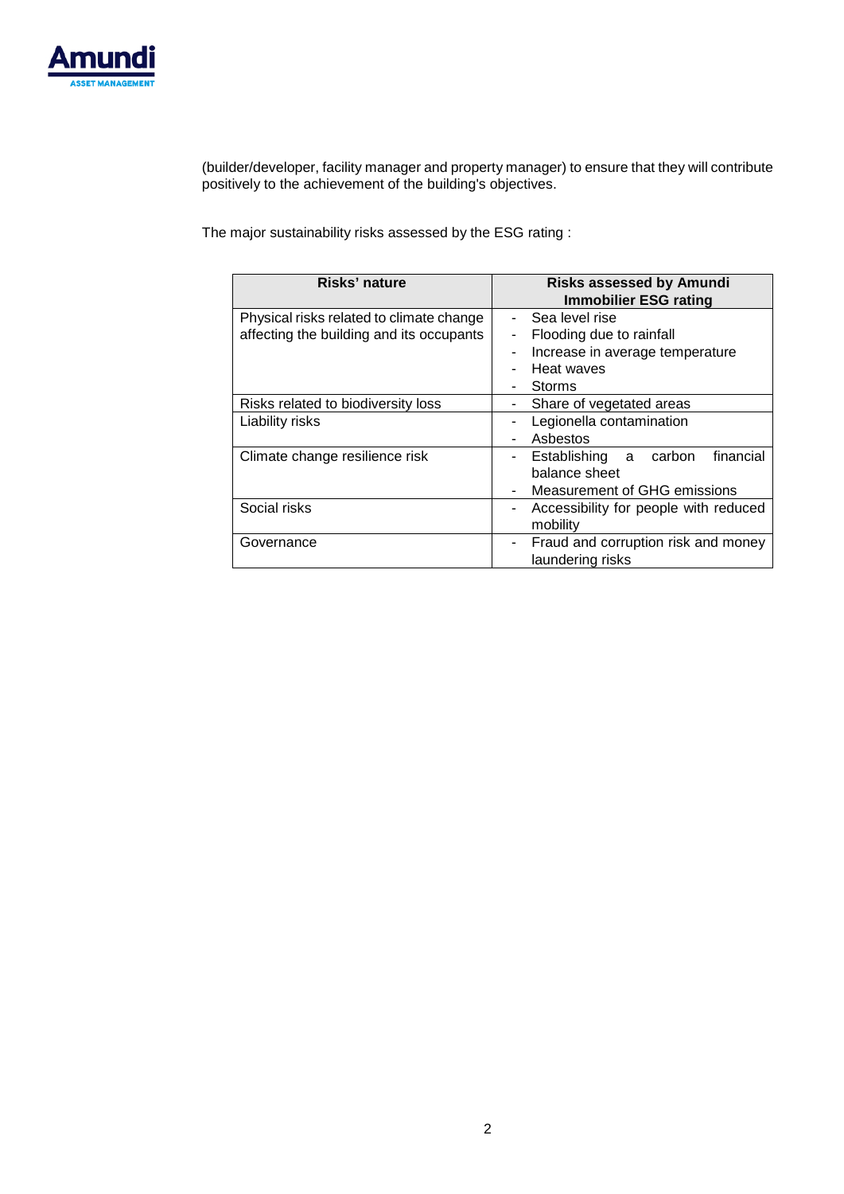(builder/developer, facility manager and property manager) to ensure that they will contribute positively to the achievement of the building's objectives.

The major sustainability risks assessed by the ESG rating :

| Risks' nature | Risks assessed by Amundi Immobilier ESG rating |
| --- | --- |
| Physical risks related to climate change affecting the building and its occupants | - Sea level rise<br>- Flooding due to rainfall<br>- Increase in average temperature<br>- Heat waves<br>- Storms |
| Risks related to biodiversity loss | - Share of vegetated areas |
| Liability risks | - Legionella contamination<br>- Asbestos |
| Climate change resilience risk | - Establishing a carbon financial balance sheet<br>- Measurement of GHG emissions |
| Social risks | - Accessibility for people with reduced mobility |
| Governance | - Fraud and corruption risk and money laundering risks |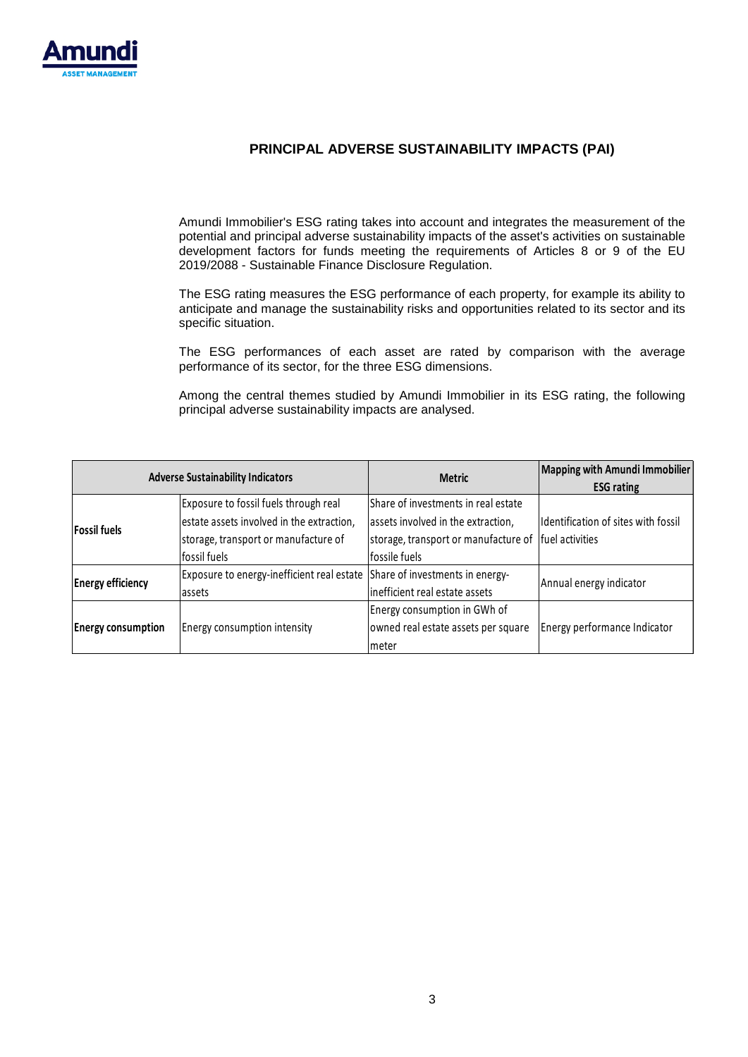## PRINCIPAL ADVERSE SUSTAINABILITY IMPACTS (PAI)

Amundi Immobilier's ESG rating takes into account and integrates the measurement of the potential and principal adverse sustainability impacts of the asset's activities on sustainable development factors for funds meeting the requirements of Articles 8 or 9 of the EU 2019/2088 - Sustainable Finance Disclosure Regulation.

The ESG rating measures the ESG performance of each property, for example its ability to anticipate and manage the sustainability risks and opportunities related to its sector and its specific situation.

The ESG performances of each asset are rated by comparison with the average performance of its sector, for the three ESG dimensions.

Among the central themes studied by Amundi Immobilier in its ESG rating, the following principal adverse sustainability impacts are analysed.

| Adverse Sustainability Indicators | | Metric | Mapping with Amundi Immobilier ESG rating |
|---|---|---|---|
| **Fossil fuels** | Exposure to fossil fuels through real estate assets involved in the extraction, storage, transport or manufacture of fossil fuels | Share of investments in real estate assets involved in the extraction, storage, transport or manufacture of fossile fuels | Identification of sites with fossil fuel activities |
| **Energy efficiency** | Exposure to energy-inefficient real estate assets | Share of investments in energy-inefficient real estate assets | Annual energy indicator |
| **Energy consumption** | Energy consumption intensity | Energy consumption in GWh of owned real estate assets per square meter | Energy performance Indicator |